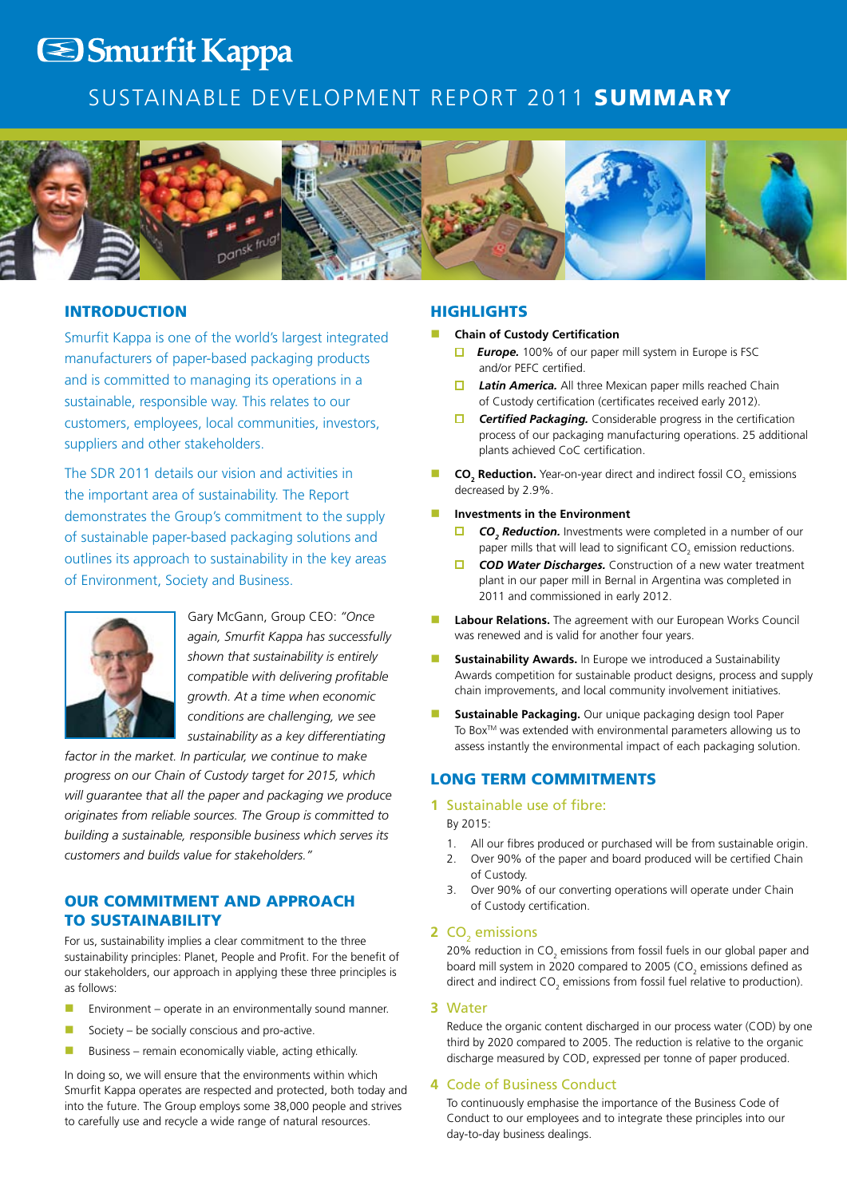# Smurfit Kappa

# SUSTAINABLE DEVELOPMENT REPORT 2011 **SUMMARY**

## INTRODUCTION

Smurfit Kappa is one of the world's largest integrated manufacturers of paper-based packaging products and is committed to managing its operations in a sustainable, responsible way. This relates to our customers, employees, local communities, investors, suppliers and other stakeholders.

The SDR 2011 details our vision and activities in the important area of sustainability. The Report demonstrates the Group's commitment to the supply of sustainable paper-based packaging solutions and outlines its approach to sustainability in the key areas of Environment, Society and Business.

Gary McGann, Group CEO: *"Once again, Smurfit Kappa has successfully shown that sustainability is entirely compatible with delivering profitable growth. At a time when economic conditions are challenging, we see sustainability as a key differentiating factor in the market. In particular, we continue to make progress on our Chain of Custody target for 2015, which will guarantee that all the paper and packaging we produce originates from reliable sources. The Group is committed to building a sustainable, responsible business which serves its customers and builds value for stakeholders."*

## OUR COMMITMENT AND APPROACH TO SUSTAINABILITY

For us, sustainability implies a clear commitment to the three sustainability principles: Planet, People and Profit. For the benefit of our stakeholders, our approach in applying these three principles is as follows:

- Environment – operate in an environmentally sound manner.
- Society – be socially conscious and pro-active.
- Business – remain economically viable, acting ethically.

In doing so, we will ensure that the environments within which Smurfit Kappa operates are respected and protected, both today and into the future. The Group employs some 38,000 people and strives to carefully use and recycle a wide range of natural resources.

## HIGHLIGHTS

- **Chain of Custody Certification**
  - ***Europe.*** 100% of our paper mill system in Europe is FSC and/or PEFC certified.
  - ***Latin America.*** All three Mexican paper mills reached Chain of Custody certification (certificates received early 2012).
  - ***Certified Packaging.*** Considerable progress in the certification process of our packaging manufacturing operations. 25 additional plants achieved CoC certification.
- **$CO_2$ Reduction.** Year-on-year direct and indirect fossil $CO_2$ emissions decreased by 2.9%.
- **Investments in the Environment**
  - ***$CO_2$ Reduction.*** Investments were completed in a number of our paper mills that will lead to significant $CO_2$ emission reductions.
  - ***COD Water Discharges.*** Construction of a new water treatment plant in our paper mill in Bernal in Argentina was completed in 2011 and commissioned in early 2012.
- **Labour Relations.** The agreement with our European Works Council was renewed and is valid for another four years.
- **Sustainability Awards.** In Europe we introduced a Sustainability Awards competition for sustainable product designs, process and supply chain improvements, and local community involvement initiatives.
- **Sustainable Packaging.** Our unique packaging design tool Paper To Box™ was extended with environmental parameters allowing us to assess instantly the environmental impact of each packaging solution.

## LONG TERM COMMITMENTS

### 1 Sustainable use of fibre:

By 2015:

1. All our fibres produced or purchased will be from sustainable origin.
2. Over 90% of the paper and board produced will be certified Chain of Custody.
3. Over 90% of our converting operations will operate under Chain of Custody certification.

### 2 $CO_2$ emissions

20% reduction in $CO_2$ emissions from fossil fuels in our global paper and board mill system in 2020 compared to 2005 ($CO_2$ emissions defined as direct and indirect $CO_2$ emissions from fossil fuel relative to production).

### 3 Water

Reduce the organic content discharged in our process water (COD) by one third by 2020 compared to 2005. The reduction is relative to the organic discharge measured by COD, expressed per tonne of paper produced.

### 4 Code of Business Conduct

To continuously emphasise the importance of the Business Code of Conduct to our employees and to integrate these principles into our day-to-day business dealings.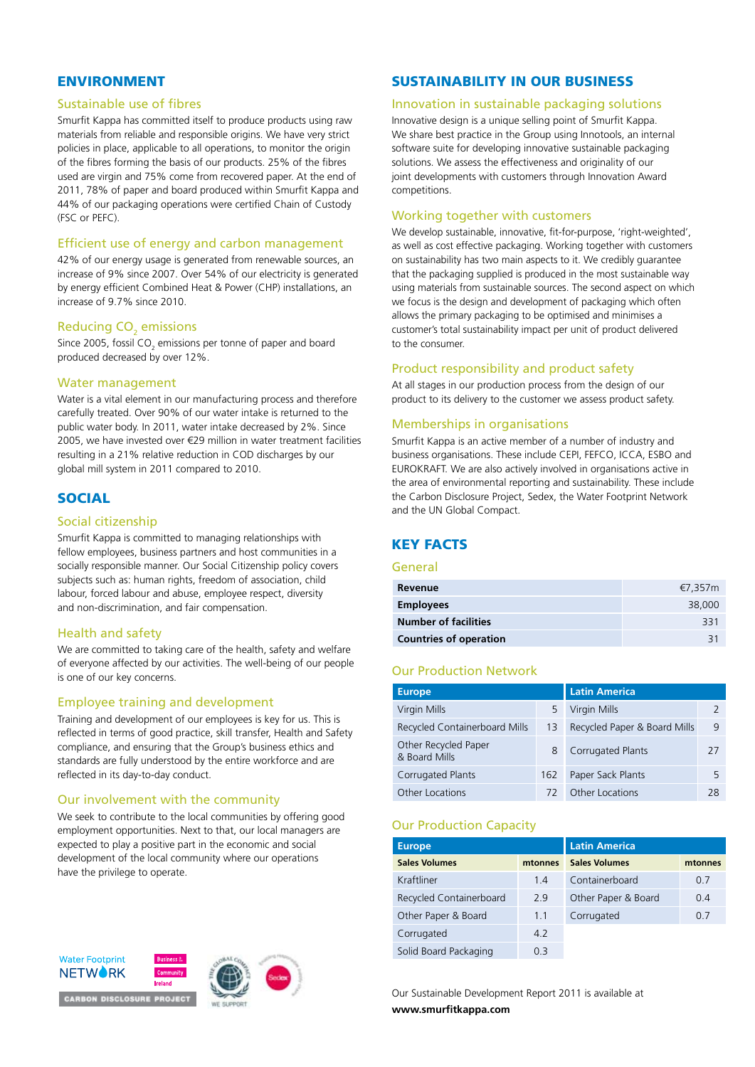## ENVIRONMENT

### Sustainable use of fibres

Smurfit Kappa has committed itself to produce products using raw materials from reliable and responsible origins. We have very strict policies in place, applicable to all operations, to monitor the origin of the fibres forming the basis of our products. 25% of the fibres used are virgin and 75% come from recovered paper. At the end of 2011, 78% of paper and board produced within Smurfit Kappa and 44% of our packaging operations were certified Chain of Custody (FSC or PEFC).

### Efficient use of energy and carbon management

42% of our energy usage is generated from renewable sources, an increase of 9% since 2007. Over 54% of our electricity is generated by energy efficient Combined Heat & Power (CHP) installations, an increase of 9.7% since 2010.

### Reducing $CO_2$ emissions

Since 2005, fossil $CO_2$ emissions per tonne of paper and board produced decreased by over 12%.

### Water management

Water is a vital element in our manufacturing process and therefore carefully treated. Over 90% of our water intake is returned to the public water body. In 2011, water intake decreased by 2%. Since 2005, we have invested over €29 million in water treatment facilities resulting in a 21% relative reduction in COD discharges by our global mill system in 2011 compared to 2010.

## SOCIAL

### Social citizenship

Smurfit Kappa is committed to managing relationships with fellow employees, business partners and host communities in a socially responsible manner. Our Social Citizenship policy covers subjects such as: human rights, freedom of association, child labour, forced labour and abuse, employee respect, diversity and non-discrimination, and fair compensation.

### Health and safety

We are committed to taking care of the health, safety and welfare of everyone affected by our activities. The well-being of our people is one of our key concerns.

### Employee training and development

Training and development of our employees is key for us. This is reflected in terms of good practice, skill transfer, Health and Safety compliance, and ensuring that the Group's business ethics and standards are fully understood by the entire workforce and are reflected in its day-to-day conduct.

### Our involvement with the community

We seek to contribute to the local communities by offering good employment opportunities. Next to that, our local managers are expected to play a positive part in the economic and social development of the local community where our operations have the privilege to operate.

Water Footprint NETWORK

Business in the Community Ireland

CARBON DISCLOSURE PROJECT

WE SUPPORT

Sedex

## SUSTAINABILITY IN OUR BUSINESS

### Innovation in sustainable packaging solutions

Innovative design is a unique selling point of Smurfit Kappa. We share best practice in the Group using Innotools, an internal software suite for developing innovative sustainable packaging solutions. We assess the effectiveness and originality of our joint developments with customers through Innovation Award competitions.

### Working together with customers

We develop sustainable, innovative, fit-for-purpose, 'right-weighted', as well as cost effective packaging. Working together with customers on sustainability has two main aspects to it. We credibly guarantee that the packaging supplied is produced in the most sustainable way using materials from sustainable sources. The second aspect on which we focus is the design and development of packaging which often allows the primary packaging to be optimised and minimises a customer's total sustainability impact per unit of product delivered to the consumer.

### Product responsibility and product safety

At all stages in our production process from the design of our product to its delivery to the customer we assess product safety.

### Memberships in organisations

Smurfit Kappa is an active member of a number of industry and business organisations. These include CEPI, FEFCO, ICCA, ESBO and EUROKRAFT. We are also actively involved in organisations active in the area of environmental reporting and sustainability. These include the Carbon Disclosure Project, Sedex, the Water Footprint Network and the UN Global Compact.

## KEY FACTS

### General

| | |
|---|---|
| **Revenue** | €7,357m |
| **Employees** | 38,000 |
| **Number of facilities** | 331 |
| **Countries of operation** | 31 |

### Our Production Network

| Europe | | Latin America | |
|---|---|---|---|
| Virgin Mills | 5 | Virgin Mills | 2 |
| Recycled Containerboard Mills | 13 | Recycled Paper & Board Mills | 9 |
| Other Recycled Paper & Board Mills | 8 | Corrugated Plants | 27 |
| Corrugated Plants | 162 | Paper Sack Plants | 5 |
| Other Locations | 72 | Other Locations | 28 |

### Our Production Capacity

| Europe | | Latin America | |
|---|---|---|---|
| **Sales Volumes** | **mtonnes** | **Sales Volumes** | **mtonnes** |
| Kraftliner | 1.4 | Containerboard | 0.7 |
| Recycled Containerboard | 2.9 | Other Paper & Board | 0.4 |
| Other Paper & Board | 1.1 | Corrugated | 0.7 |
| Corrugated | 4.2 | | |
| Solid Board Packaging | 0.3 | | |

Our Sustainable Development Report 2011 is available at **www.smurfitkappa.com**